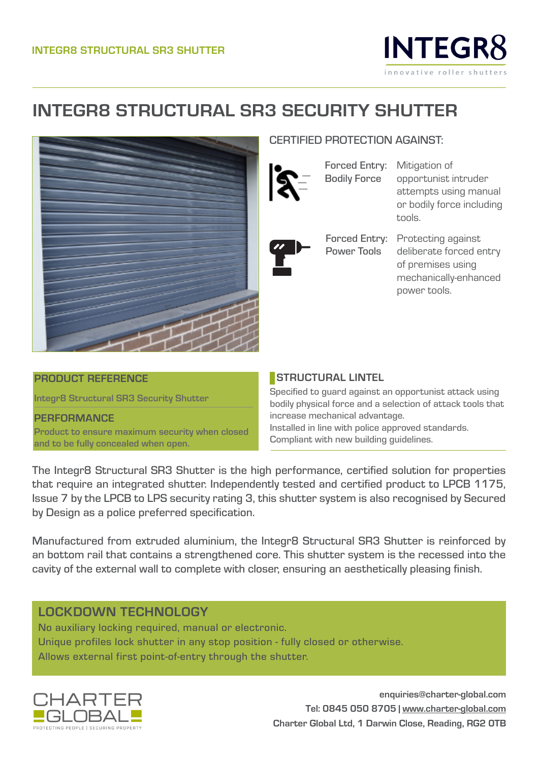INTEGR8 STRUCTURAL SR3 SHUTTER

INTEGR8
innovative roller shutters

# INTEGR8 STRUCTURAL SR3 SECURITY SHUTTER

## CERTIFIED PROTECTION AGAINST:

| | |
|---|---|
| Forced Entry: Bodily Force | Mitigation of opportunist intruder attempts using manual or bodily force including tools. |
| Forced Entry: Power Tools | Protecting against deliberate forced entry of premises using mechanically-enhanced power tools. |

### PRODUCT REFERENCE

Integr8 Structural SR3 Security Shutter

### PERFORMANCE

Product to ensure maximum security when closed and to be fully concealed when open.

### STRUCTURAL LINTEL

Specified to guard against an opportunist attack using bodily physical force and a selection of attack tools that increase mechanical advantage.
Installed in line with police approved standards.
Compliant with new building guidelines.

The Integr8 Structural SR3 Shutter is the high performance, certified solution for properties that require an integrated shutter. Independently tested and certified product to LPCB 1175, Issue 7 by the LPCB to LPS security rating 3, this shutter system is also recognised by Secured by Design as a police preferred specification.

Manufactured from extruded aluminium, the Integr8 Structural SR3 Shutter is reinforced by an bottom rail that contains a strengthened core. This shutter system is the recessed into the cavity of the external wall to complete with closer, ensuring an aesthetically pleasing finish.

### LOCKDOWN TECHNOLOGY

No auxiliary locking required, manual or electronic.
Unique profiles lock shutter in any stop position - fully closed or otherwise.
Allows external first point-of-entry through the shutter.

CHARTER GLOBAL
PROTECTING PEOPLE | SECURING PROPERTY

enquiries@charter-global.com
Tel: 0845 050 8705 | www.charter-global.com
Charter Global Ltd, 1 Darwin Close, Reading, RG2 0TB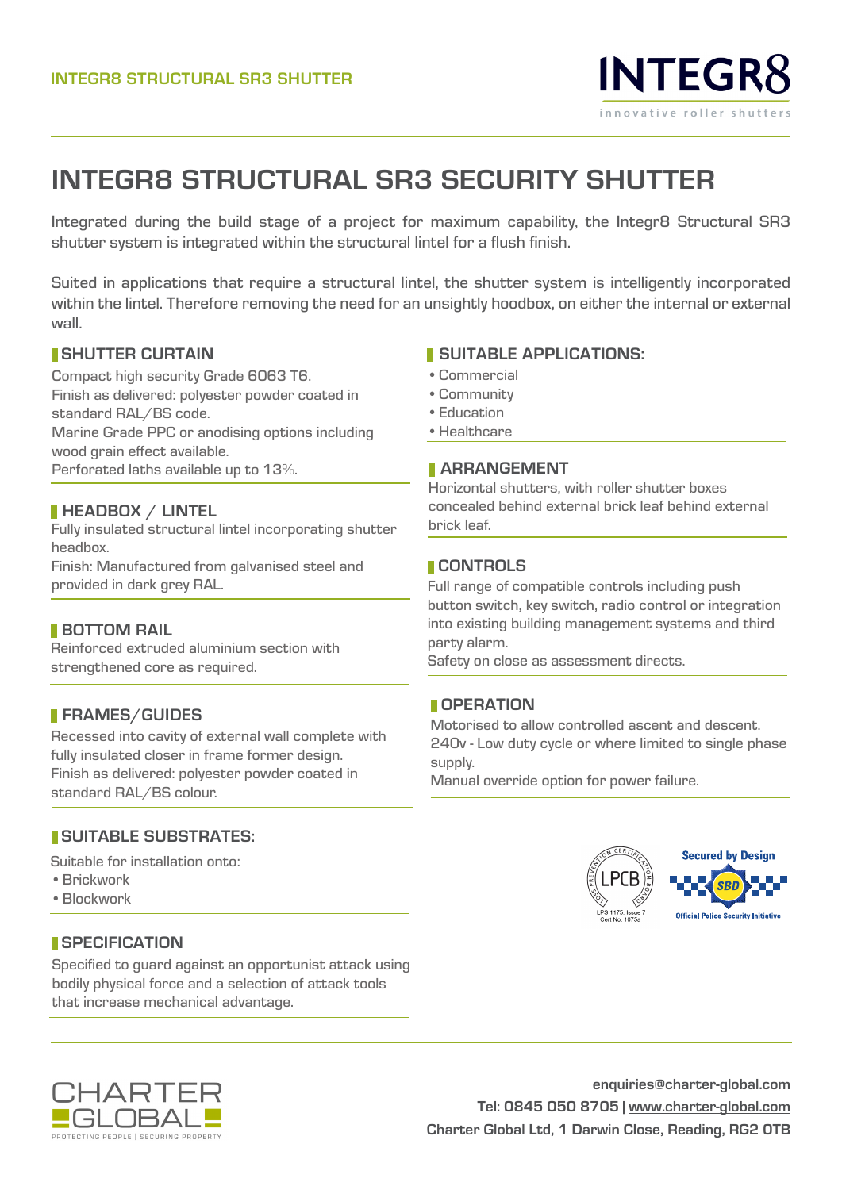# INTEGR8 STRUCTURAL SR3 SECURITY SHUTTER

Integrated during the build stage of a project for maximum capability, the Integr8 Structural SR3 shutter system is integrated within the structural lintel for a flush finish.

Suited in applications that require a structural lintel, the shutter system is intelligently incorporated within the lintel. Therefore removing the need for an unsightly hoodbox, on either the internal or external wall.

## SHUTTER CURTAIN

Compact high security Grade 6063 T6.
Finish as delivered: polyester powder coated in standard RAL/BS code.
Marine Grade PPC or anodising options including wood grain effect available.
Perforated laths available up to 13%.

## HEADBOX / LINTEL

Fully insulated structural lintel incorporating shutter headbox.
Finish: Manufactured from galvanised steel and provided in dark grey RAL.

## BOTTOM RAIL

Reinforced extruded aluminium section with strengthened core as required.

## FRAMES/GUIDES

Recessed into cavity of external wall complete with fully insulated closer in frame former design.
Finish as delivered: polyester powder coated in standard RAL/BS colour.

## SUITABLE SUBSTRATES:

Suitable for installation onto:

- Brickwork
- Blockwork

## SPECIFICATION

Specified to guard against an opportunist attack using bodily physical force and a selection of attack tools that increase mechanical advantage.

## SUITABLE APPLICATIONS:

- Commercial
- Community
- Education
- Healthcare

## ARRANGEMENT

Horizontal shutters, with roller shutter boxes concealed behind external brick leaf behind external brick leaf.

## CONTROLS

Full range of compatible controls including push button switch, key switch, radio control or integration into existing building management systems and third party alarm.
Safety on close as assessment directs.

## OPERATION

Motorised to allow controlled ascent and descent.
240v - Low duty cycle or where limited to single phase supply.
Manual override option for power failure.

LPCB LPS 1175: Issue 7 Cert No. 1075a

Secured by Design – Official Police Security Initiative

enquiries@charter-global.com
Tel: 0845 050 8705 | www.charter-global.com
Charter Global Ltd, 1 Darwin Close, Reading, RG2 0TB